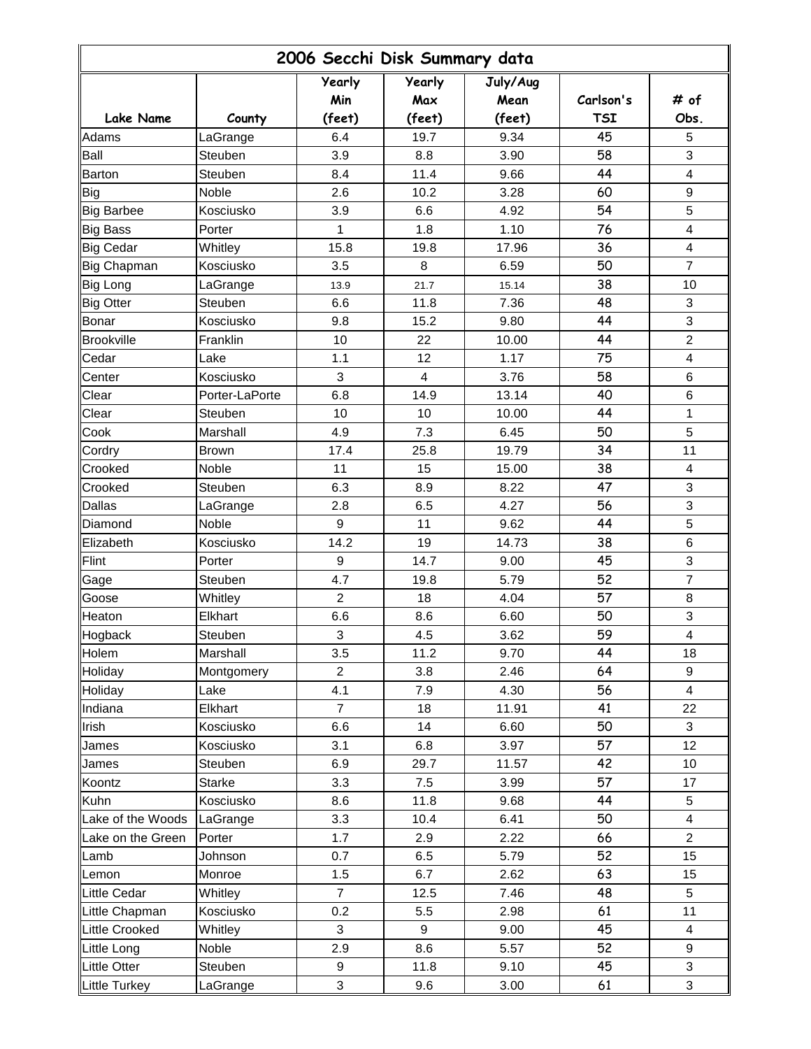# 2006 Secchi Disk Summary data

| Lake Name | County | Yearly Min (feet) | Yearly Max (feet) | July/Aug Mean (feet) | Carlson's TSI | # of Obs. |
|---|---|---|---|---|---|---|
| Adams | LaGrange | 6.4 | 19.7 | 9.34 | 45 | 5 |
| Ball | Steuben | 3.9 | 8.8 | 3.90 | 58 | 3 |
| Barton | Steuben | 8.4 | 11.4 | 9.66 | 44 | 4 |
| Big | Noble | 2.6 | 10.2 | 3.28 | 60 | 9 |
| Big Barbee | Kosciusko | 3.9 | 6.6 | 4.92 | 54 | 5 |
| Big Bass | Porter | 1 | 1.8 | 1.10 | 76 | 4 |
| Big Cedar | Whitley | 15.8 | 19.8 | 17.96 | 36 | 4 |
| Big Chapman | Kosciusko | 3.5 | 8 | 6.59 | 50 | 7 |
| Big Long | LaGrange | 13.9 | 21.7 | 15.14 | 38 | 10 |
| Big Otter | Steuben | 6.6 | 11.8 | 7.36 | 48 | 3 |
| Bonar | Kosciusko | 9.8 | 15.2 | 9.80 | 44 | 3 |
| Brookville | Franklin | 10 | 22 | 10.00 | 44 | 2 |
| Cedar | Lake | 1.1 | 12 | 1.17 | 75 | 4 |
| Center | Kosciusko | 3 | 4 | 3.76 | 58 | 6 |
| Clear | Porter-LaPorte | 6.8 | 14.9 | 13.14 | 40 | 6 |
| Clear | Steuben | 10 | 10 | 10.00 | 44 | 1 |
| Cook | Marshall | 4.9 | 7.3 | 6.45 | 50 | 5 |
| Cordry | Brown | 17.4 | 25.8 | 19.79 | 34 | 11 |
| Crooked | Noble | 11 | 15 | 15.00 | 38 | 4 |
| Crooked | Steuben | 6.3 | 8.9 | 8.22 | 47 | 3 |
| Dallas | LaGrange | 2.8 | 6.5 | 4.27 | 56 | 3 |
| Diamond | Noble | 9 | 11 | 9.62 | 44 | 5 |
| Elizabeth | Kosciusko | 14.2 | 19 | 14.73 | 38 | 6 |
| Flint | Porter | 9 | 14.7 | 9.00 | 45 | 3 |
| Gage | Steuben | 4.7 | 19.8 | 5.79 | 52 | 7 |
| Goose | Whitley | 2 | 18 | 4.04 | 57 | 8 |
| Heaton | Elkhart | 6.6 | 8.6 | 6.60 | 50 | 3 |
| Hogback | Steuben | 3 | 4.5 | 3.62 | 59 | 4 |
| Holem | Marshall | 3.5 | 11.2 | 9.70 | 44 | 18 |
| Holiday | Montgomery | 2 | 3.8 | 2.46 | 64 | 9 |
| Holiday | Lake | 4.1 | 7.9 | 4.30 | 56 | 4 |
| Indiana | Elkhart | 7 | 18 | 11.91 | 41 | 22 |
| Irish | Kosciusko | 6.6 | 14 | 6.60 | 50 | 3 |
| James | Kosciusko | 3.1 | 6.8 | 3.97 | 57 | 12 |
| James | Steuben | 6.9 | 29.7 | 11.57 | 42 | 10 |
| Koontz | Starke | 3.3 | 7.5 | 3.99 | 57 | 17 |
| Kuhn | Kosciusko | 8.6 | 11.8 | 9.68 | 44 | 5 |
| Lake of the Woods | LaGrange | 3.3 | 10.4 | 6.41 | 50 | 4 |
| Lake on the Green | Porter | 1.7 | 2.9 | 2.22 | 66 | 2 |
| Lamb | Johnson | 0.7 | 6.5 | 5.79 | 52 | 15 |
| Lemon | Monroe | 1.5 | 6.7 | 2.62 | 63 | 15 |
| Little Cedar | Whitley | 7 | 12.5 | 7.46 | 48 | 5 |
| Little Chapman | Kosciusko | 0.2 | 5.5 | 2.98 | 61 | 11 |
| Little Crooked | Whitley | 3 | 9 | 9.00 | 45 | 4 |
| Little Long | Noble | 2.9 | 8.6 | 5.57 | 52 | 9 |
| Little Otter | Steuben | 9 | 11.8 | 9.10 | 45 | 3 |
| Little Turkey | LaGrange | 3 | 9.6 | 3.00 | 61 | 3 |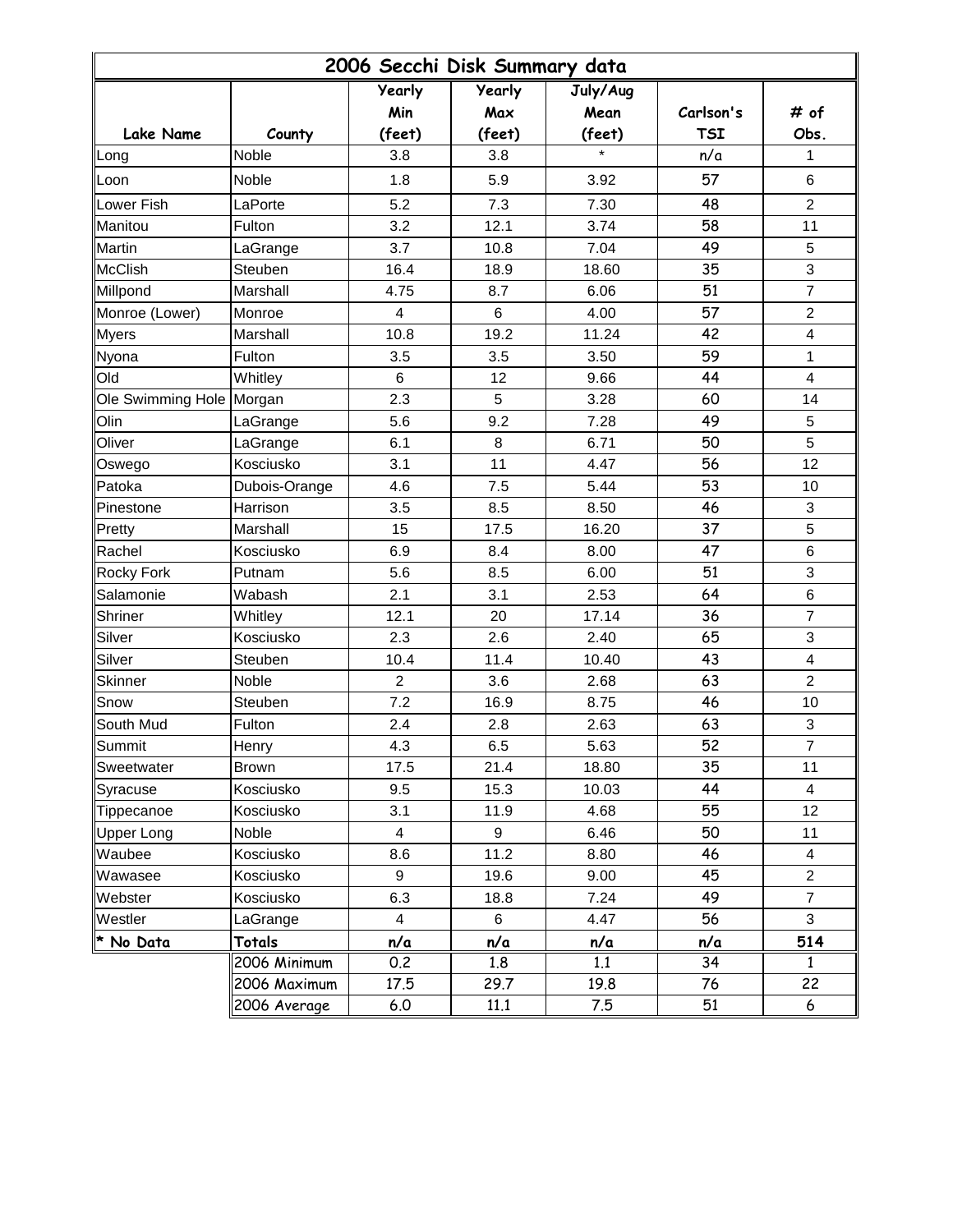## 2006 Secchi Disk Summary data

| Lake Name | County | Yearly Min (feet) | Yearly Max (feet) | July/Aug Mean (feet) | Carlson's TSI | # of Obs. |
|---|---|---|---|---|---|---|
| Long | Noble | 3.8 | 3.8 | * | n/a | 1 |
| Loon | Noble | 1.8 | 5.9 | 3.92 | 57 | 6 |
| Lower Fish | LaPorte | 5.2 | 7.3 | 7.30 | 48 | 2 |
| Manitou | Fulton | 3.2 | 12.1 | 3.74 | 58 | 11 |
| Martin | LaGrange | 3.7 | 10.8 | 7.04 | 49 | 5 |
| McClish | Steuben | 16.4 | 18.9 | 18.60 | 35 | 3 |
| Millpond | Marshall | 4.75 | 8.7 | 6.06 | 51 | 7 |
| Monroe (Lower) | Monroe | 4 | 6 | 4.00 | 57 | 2 |
| Myers | Marshall | 10.8 | 19.2 | 11.24 | 42 | 4 |
| Nyona | Fulton | 3.5 | 3.5 | 3.50 | 59 | 1 |
| Old | Whitley | 6 | 12 | 9.66 | 44 | 4 |
| Ole Swimming Hole | Morgan | 2.3 | 5 | 3.28 | 60 | 14 |
| Olin | LaGrange | 5.6 | 9.2 | 7.28 | 49 | 5 |
| Oliver | LaGrange | 6.1 | 8 | 6.71 | 50 | 5 |
| Oswego | Kosciusko | 3.1 | 11 | 4.47 | 56 | 12 |
| Patoka | Dubois-Orange | 4.6 | 7.5 | 5.44 | 53 | 10 |
| Pinestone | Harrison | 3.5 | 8.5 | 8.50 | 46 | 3 |
| Pretty | Marshall | 15 | 17.5 | 16.20 | 37 | 5 |
| Rachel | Kosciusko | 6.9 | 8.4 | 8.00 | 47 | 6 |
| Rocky Fork | Putnam | 5.6 | 8.5 | 6.00 | 51 | 3 |
| Salamonie | Wabash | 2.1 | 3.1 | 2.53 | 64 | 6 |
| Shriner | Whitley | 12.1 | 20 | 17.14 | 36 | 7 |
| Silver | Kosciusko | 2.3 | 2.6 | 2.40 | 65 | 3 |
| Silver | Steuben | 10.4 | 11.4 | 10.40 | 43 | 4 |
| Skinner | Noble | 2 | 3.6 | 2.68 | 63 | 2 |
| Snow | Steuben | 7.2 | 16.9 | 8.75 | 46 | 10 |
| South Mud | Fulton | 2.4 | 2.8 | 2.63 | 63 | 3 |
| Summit | Henry | 4.3 | 6.5 | 5.63 | 52 | 7 |
| Sweetwater | Brown | 17.5 | 21.4 | 18.80 | 35 | 11 |
| Syracuse | Kosciusko | 9.5 | 15.3 | 10.03 | 44 | 4 |
| Tippecanoe | Kosciusko | 3.1 | 11.9 | 4.68 | 55 | 12 |
| Upper Long | Noble | 4 | 9 | 6.46 | 50 | 11 |
| Waubee | Kosciusko | 8.6 | 11.2 | 8.80 | 46 | 4 |
| Wawasee | Kosciusko | 9 | 19.6 | 9.00 | 45 | 2 |
| Webster | Kosciusko | 6.3 | 18.8 | 7.24 | 49 | 7 |
| Westler | LaGrange | 4 | 6 | 4.47 | 56 | 3 |
| * No Data | Totals | n/a | n/a | n/a | n/a | 514 |
| | 2006 Minimum | 0.2 | 1.8 | 1.1 | 34 | 1 |
| | 2006 Maximum | 17.5 | 29.7 | 19.8 | 76 | 22 |
| | 2006 Average | 6.0 | 11.1 | 7.5 | 51 | 6 |